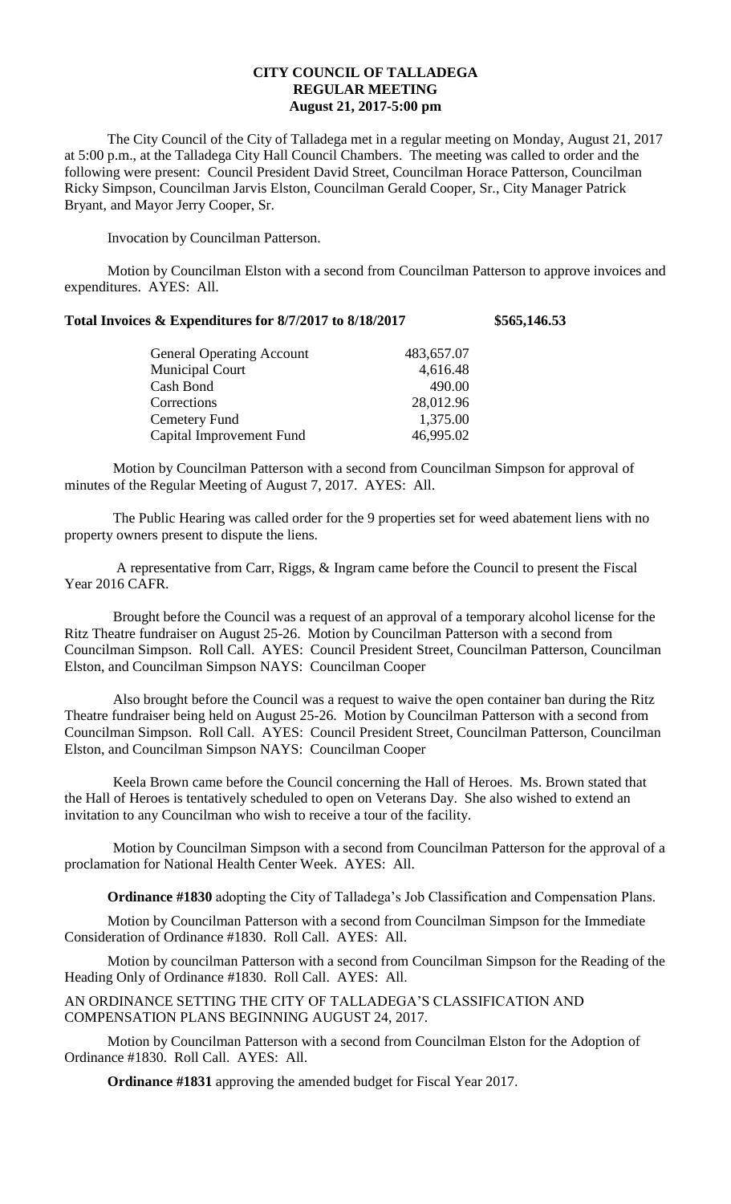# CITY COUNCIL OF TALLADEGA
## REGULAR MEETING
### August 21, 2017-5:00 pm

The City Council of the City of Talladega met in a regular meeting on Monday, August 21, 2017 at 5:00 p.m., at the Talladega City Hall Council Chambers. The meeting was called to order and the following were present: Council President David Street, Councilman Horace Patterson, Councilman Ricky Simpson, Councilman Jarvis Elston, Councilman Gerald Cooper, Sr., City Manager Patrick Bryant, and Mayor Jerry Cooper, Sr.

Invocation by Councilman Patterson.

Motion by Councilman Elston with a second from Councilman Patterson to approve invoices and expenditures. AYES: All.

**Total Invoices & Expenditures for 8/7/2017 to 8/18/2017 $565,146.53**

| | |
|---|---|
| General Operating Account | 483,657.07 |
| Municipal Court | 4,616.48 |
| Cash Bond | 490.00 |
| Corrections | 28,012.96 |
| Cemetery Fund | 1,375.00 |
| Capital Improvement Fund | 46,995.02 |

Motion by Councilman Patterson with a second from Councilman Simpson for approval of minutes of the Regular Meeting of August 7, 2017. AYES: All.

The Public Hearing was called order for the 9 properties set for weed abatement liens with no property owners present to dispute the liens.

A representative from Carr, Riggs, & Ingram came before the Council to present the Fiscal Year 2016 CAFR.

Brought before the Council was a request of an approval of a temporary alcohol license for the Ritz Theatre fundraiser on August 25-26. Motion by Councilman Patterson with a second from Councilman Simpson. Roll Call. AYES: Council President Street, Councilman Patterson, Councilman Elston, and Councilman Simpson NAYS: Councilman Cooper

Also brought before the Council was a request to waive the open container ban during the Ritz Theatre fundraiser being held on August 25-26. Motion by Councilman Patterson with a second from Councilman Simpson. Roll Call. AYES: Council President Street, Councilman Patterson, Councilman Elston, and Councilman Simpson NAYS: Councilman Cooper

Keela Brown came before the Council concerning the Hall of Heroes. Ms. Brown stated that the Hall of Heroes is tentatively scheduled to open on Veterans Day. She also wished to extend an invitation to any Councilman who wish to receive a tour of the facility.

Motion by Councilman Simpson with a second from Councilman Patterson for the approval of a proclamation for National Health Center Week. AYES: All.

**Ordinance #1830** adopting the City of Talladega's Job Classification and Compensation Plans.

Motion by Councilman Patterson with a second from Councilman Simpson for the Immediate Consideration of Ordinance #1830. Roll Call. AYES: All.

Motion by councilman Patterson with a second from Councilman Simpson for the Reading of the Heading Only of Ordinance #1830. Roll Call. AYES: All.

AN ORDINANCE SETTING THE CITY OF TALLADEGA'S CLASSIFICATION AND COMPENSATION PLANS BEGINNING AUGUST 24, 2017.

Motion by Councilman Patterson with a second from Councilman Elston for the Adoption of Ordinance #1830. Roll Call. AYES: All.

**Ordinance #1831** approving the amended budget for Fiscal Year 2017.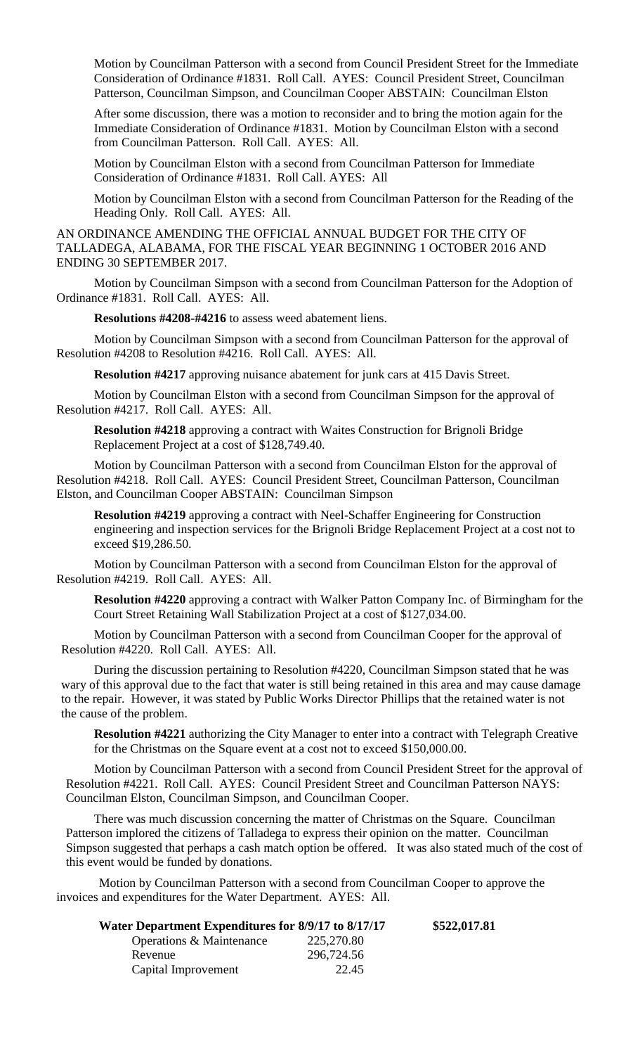Motion by Councilman Patterson with a second from Council President Street for the Immediate Consideration of Ordinance #1831. Roll Call. AYES: Council President Street, Councilman Patterson, Councilman Simpson, and Councilman Cooper ABSTAIN: Councilman Elston

After some discussion, there was a motion to reconsider and to bring the motion again for the Immediate Consideration of Ordinance #1831. Motion by Councilman Elston with a second from Councilman Patterson. Roll Call. AYES: All.

Motion by Councilman Elston with a second from Councilman Patterson for Immediate Consideration of Ordinance #1831. Roll Call. AYES: All

Motion by Councilman Elston with a second from Councilman Patterson for the Reading of the Heading Only. Roll Call. AYES: All.

AN ORDINANCE AMENDING THE OFFICIAL ANNUAL BUDGET FOR THE CITY OF TALLADEGA, ALABAMA, FOR THE FISCAL YEAR BEGINNING 1 OCTOBER 2016 AND ENDING 30 SEPTEMBER 2017.

Motion by Councilman Simpson with a second from Councilman Patterson for the Adoption of Ordinance #1831. Roll Call. AYES: All.

**Resolutions #4208-#4216** to assess weed abatement liens.

Motion by Councilman Simpson with a second from Councilman Patterson for the approval of Resolution #4208 to Resolution #4216. Roll Call. AYES: All.

**Resolution #4217** approving nuisance abatement for junk cars at 415 Davis Street.

Motion by Councilman Elston with a second from Councilman Simpson for the approval of Resolution #4217. Roll Call. AYES: All.

**Resolution #4218** approving a contract with Waites Construction for Brignoli Bridge Replacement Project at a cost of $128,749.40.

Motion by Councilman Patterson with a second from Councilman Elston for the approval of Resolution #4218. Roll Call. AYES: Council President Street, Councilman Patterson, Councilman Elston, and Councilman Cooper ABSTAIN: Councilman Simpson

**Resolution #4219** approving a contract with Neel-Schaffer Engineering for Construction engineering and inspection services for the Brignoli Bridge Replacement Project at a cost not to exceed $19,286.50.

Motion by Councilman Patterson with a second from Councilman Elston for the approval of Resolution #4219. Roll Call. AYES: All.

**Resolution #4220** approving a contract with Walker Patton Company Inc. of Birmingham for the Court Street Retaining Wall Stabilization Project at a cost of $127,034.00.

Motion by Councilman Patterson with a second from Councilman Cooper for the approval of Resolution #4220. Roll Call. AYES: All.

During the discussion pertaining to Resolution #4220, Councilman Simpson stated that he was wary of this approval due to the fact that water is still being retained in this area and may cause damage to the repair. However, it was stated by Public Works Director Phillips that the retained water is not the cause of the problem.

**Resolution #4221** authorizing the City Manager to enter into a contract with Telegraph Creative for the Christmas on the Square event at a cost not to exceed $150,000.00.

Motion by Councilman Patterson with a second from Council President Street for the approval of Resolution #4221. Roll Call. AYES: Council President Street and Councilman Patterson NAYS: Councilman Elston, Councilman Simpson, and Councilman Cooper.

There was much discussion concerning the matter of Christmas on the Square. Councilman Patterson implored the citizens of Talladega to express their opinion on the matter. Councilman Simpson suggested that perhaps a cash match option be offered. It was also stated much of the cost of this event would be funded by donations.

Motion by Councilman Patterson with a second from Councilman Cooper to approve the invoices and expenditures for the Water Department. AYES: All.

| **Water Department Expenditures for 8/9/17 to 8/17/17** | | **$522,017.81** |
|---|---|---|
| Operations & Maintenance | 225,270.80 | |
| Revenue | 296,724.56 | |
| Capital Improvement | 22.45 | |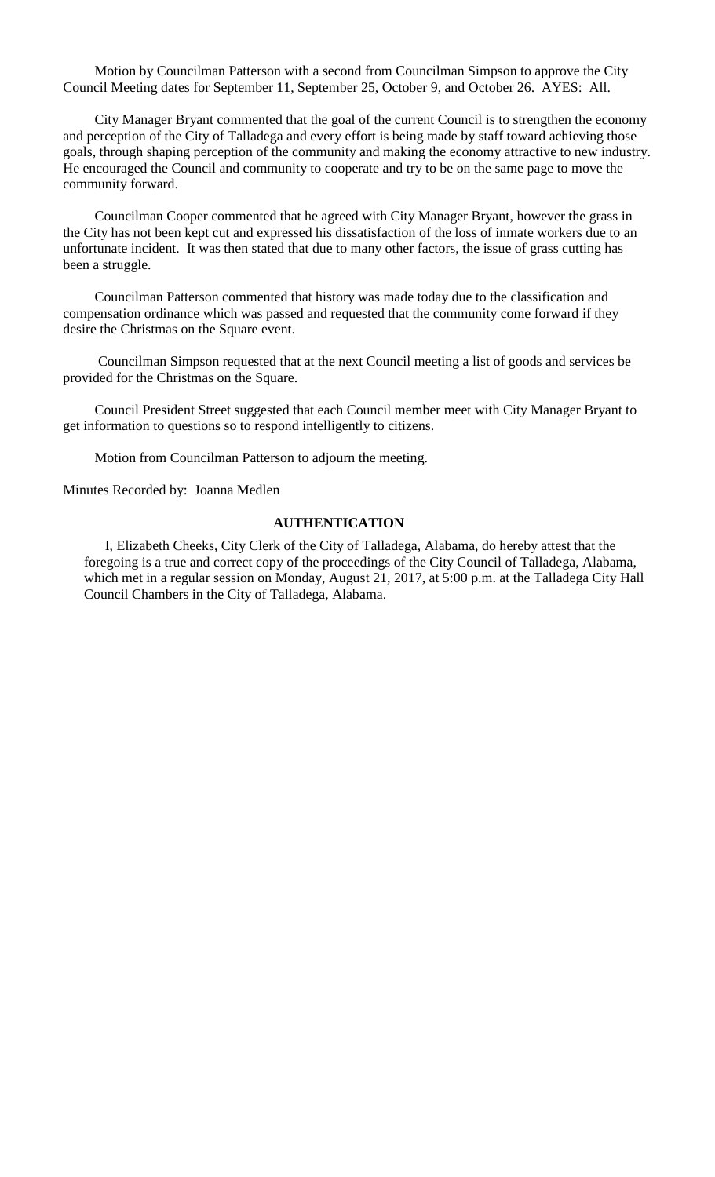Motion by Councilman Patterson with a second from Councilman Simpson to approve the City Council Meeting dates for September 11, September 25, October 9, and October 26. AYES: All.

City Manager Bryant commented that the goal of the current Council is to strengthen the economy and perception of the City of Talladega and every effort is being made by staff toward achieving those goals, through shaping perception of the community and making the economy attractive to new industry. He encouraged the Council and community to cooperate and try to be on the same page to move the community forward.

Councilman Cooper commented that he agreed with City Manager Bryant, however the grass in the City has not been kept cut and expressed his dissatisfaction of the loss of inmate workers due to an unfortunate incident. It was then stated that due to many other factors, the issue of grass cutting has been a struggle.

Councilman Patterson commented that history was made today due to the classification and compensation ordinance which was passed and requested that the community come forward if they desire the Christmas on the Square event.

Councilman Simpson requested that at the next Council meeting a list of goods and services be provided for the Christmas on the Square.

Council President Street suggested that each Council member meet with City Manager Bryant to get information to questions so to respond intelligently to citizens.

Motion from Councilman Patterson to adjourn the meeting.

Minutes Recorded by: Joanna Medlen

**AUTHENTICATION**

I, Elizabeth Cheeks, City Clerk of the City of Talladega, Alabama, do hereby attest that the foregoing is a true and correct copy of the proceedings of the City Council of Talladega, Alabama, which met in a regular session on Monday, August 21, 2017, at 5:00 p.m. at the Talladega City Hall Council Chambers in the City of Talladega, Alabama.